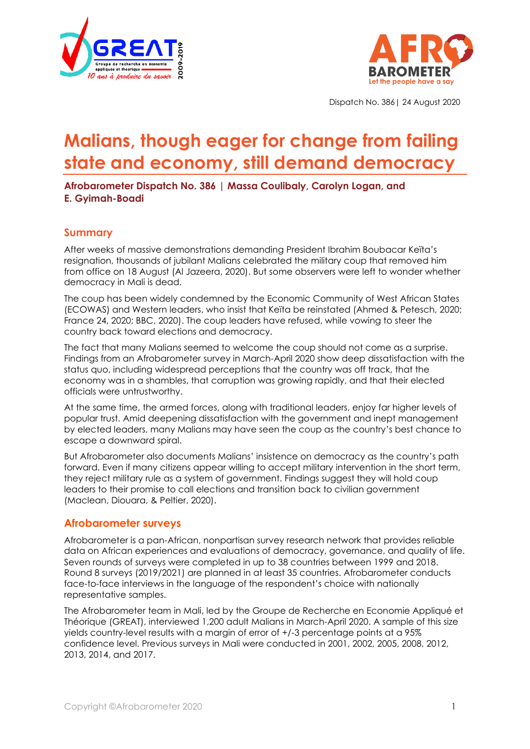Dispatch No. 386 | 24 August 2020

# Malians, though eager for change from failing state and economy, still demand democracy

**Afrobarometer Dispatch No. 386 | Massa Coulibaly, Carolyn Logan, and E. Gyimah-Boadi**

## Summary

After weeks of massive demonstrations demanding President Ibrahim Boubacar Keïta's resignation, thousands of jubilant Malians celebrated the military coup that removed him from office on 18 August (Al Jazeera, 2020). But some observers were left to wonder whether democracy in Mali is dead.

The coup has been widely condemned by the Economic Community of West African States (ECOWAS) and Western leaders, who insist that Keïta be reinstated (Ahmed & Petesch, 2020; France 24, 2020; BBC, 2020). The coup leaders have refused, while vowing to steer the country back toward elections and democracy.

The fact that many Malians seemed to welcome the coup should not come as a surprise. Findings from an Afrobarometer survey in March-April 2020 show deep dissatisfaction with the status quo, including widespread perceptions that the country was off track, that the economy was in a shambles, that corruption was growing rapidly, and that their elected officials were untrustworthy.

At the same time, the armed forces, along with traditional leaders, enjoy far higher levels of popular trust. Amid deepening dissatisfaction with the government and inept management by elected leaders, many Malians may have seen the coup as the country's best chance to escape a downward spiral.

But Afrobarometer also documents Malians' insistence on democracy as the country's path forward. Even if many citizens appear willing to accept military intervention in the short term, they reject military rule as a system of government. Findings suggest they will hold coup leaders to their promise to call elections and transition back to civilian government (Maclean, Diouara, & Peltier, 2020).

## Afrobarometer surveys

Afrobarometer is a pan-African, nonpartisan survey research network that provides reliable data on African experiences and evaluations of democracy, governance, and quality of life. Seven rounds of surveys were completed in up to 38 countries between 1999 and 2018. Round 8 surveys (2019/2021) are planned in at least 35 countries. Afrobarometer conducts face-to-face interviews in the language of the respondent's choice with nationally representative samples.

The Afrobarometer team in Mali, led by the Groupe de Recherche en Economie Appliqué et Théorique (GREAT), interviewed 1,200 adult Malians in March-April 2020. A sample of this size yields country-level results with a margin of error of +/-3 percentage points at a 95% confidence level. Previous surveys in Mali were conducted in 2001, 2002, 2005, 2008, 2012, 2013, 2014, and 2017.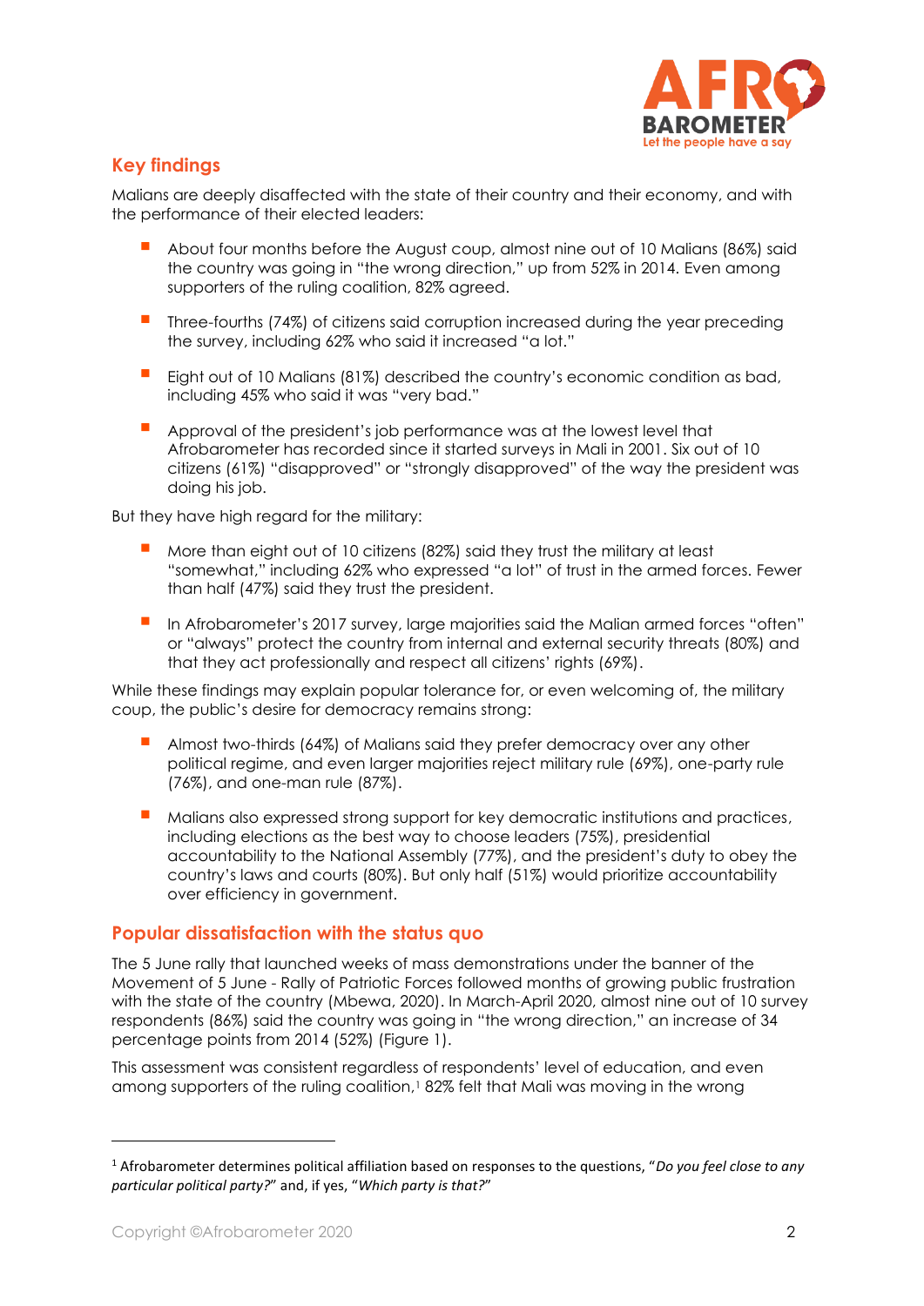## Key findings

Malians are deeply disaffected with the state of their country and their economy, and with the performance of their elected leaders:

- About four months before the August coup, almost nine out of 10 Malians (86%) said the country was going in "the wrong direction," up from 52% in 2014. Even among supporters of the ruling coalition, 82% agreed.
- Three-fourths (74%) of citizens said corruption increased during the year preceding the survey, including 62% who said it increased "a lot."
- Eight out of 10 Malians (81%) described the country's economic condition as bad, including 45% who said it was "very bad."
- Approval of the president's job performance was at the lowest level that Afrobarometer has recorded since it started surveys in Mali in 2001. Six out of 10 citizens (61%) "disapproved" or "strongly disapproved" of the way the president was doing his job.

But they have high regard for the military:

- More than eight out of 10 citizens (82%) said they trust the military at least "somewhat," including 62% who expressed "a lot" of trust in the armed forces. Fewer than half (47%) said they trust the president.
- In Afrobarometer's 2017 survey, large majorities said the Malian armed forces "often" or "always" protect the country from internal and external security threats (80%) and that they act professionally and respect all citizens' rights (69%).

While these findings may explain popular tolerance for, or even welcoming of, the military coup, the public's desire for democracy remains strong:

- Almost two-thirds (64%) of Malians said they prefer democracy over any other political regime, and even larger majorities reject military rule (69%), one-party rule (76%), and one-man rule (87%).
- Malians also expressed strong support for key democratic institutions and practices, including elections as the best way to choose leaders (75%), presidential accountability to the National Assembly (77%), and the president's duty to obey the country's laws and courts (80%). But only half (51%) would prioritize accountability over efficiency in government.

## Popular dissatisfaction with the status quo

The 5 June rally that launched weeks of mass demonstrations under the banner of the Movement of 5 June - Rally of Patriotic Forces followed months of growing public frustration with the state of the country (Mbewa, 2020). In March-April 2020, almost nine out of 10 survey respondents (86%) said the country was going in "the wrong direction," an increase of 34 percentage points from 2014 (52%) (Figure 1).

This assessment was consistent regardless of respondents' level of education, and even among supporters of the ruling coalition,[1] 82% felt that Mali was moving in the wrong

[1] Afrobarometer determines political affiliation based on responses to the questions, "*Do you feel close to any particular political party?*" and, if yes, "*Which party is that?*"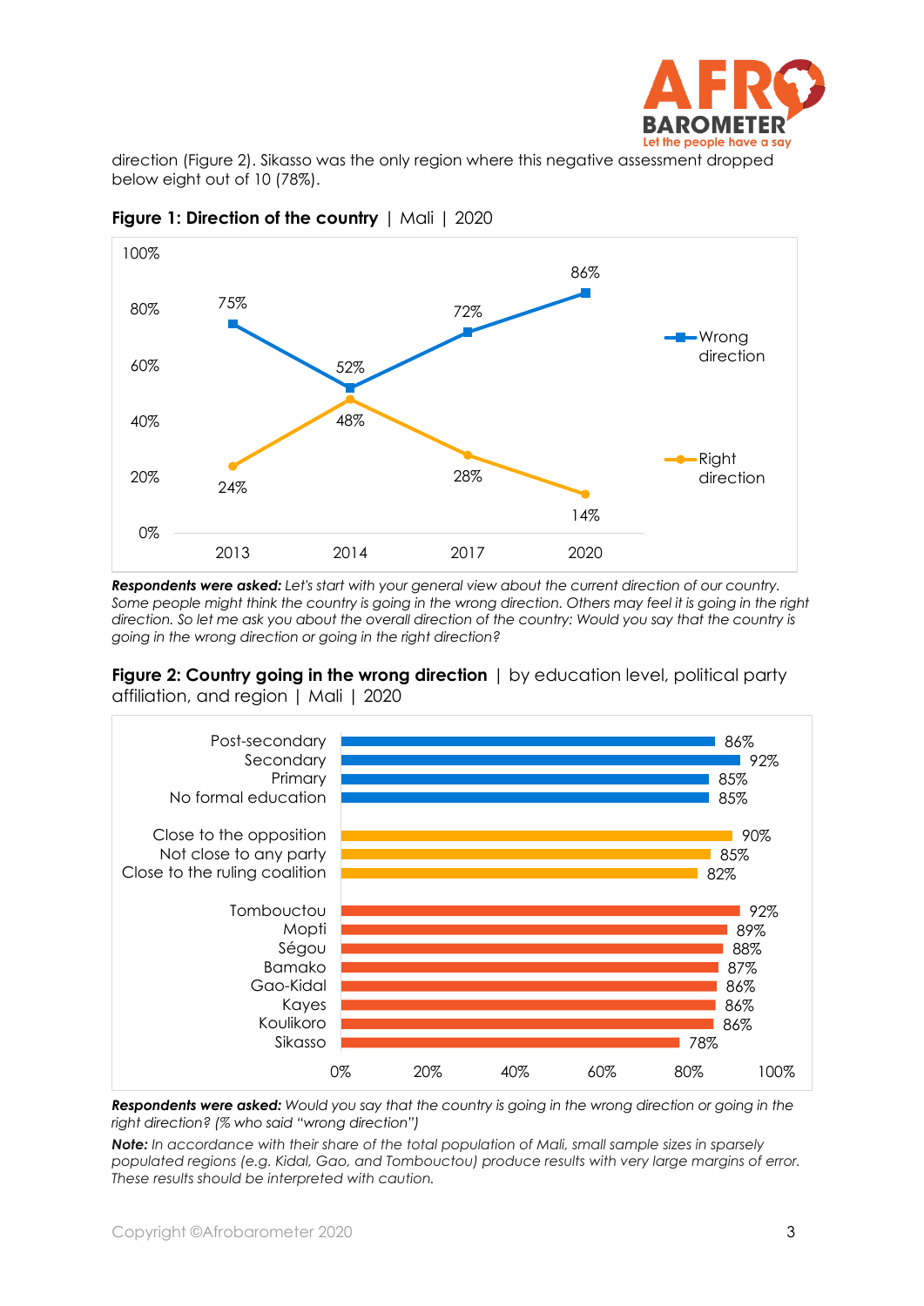direction (Figure 2). Sikasso was the only region where this negative assessment dropped below eight out of 10 (78%).

**Figure 1: Direction of the country** | Mali | 2020

100%
80%
60%
40%
20%
0%

2013
2014
2017
2020

Wrong direction: 75% 52% 72% 86%

Right direction: 24% 48% 28% 14%

***Respondents were asked:*** *Let's start with your general view about the current direction of our country. Some people might think the country is going in the wrong direction. Others may feel it is going in the right direction. So let me ask you about the overall direction of the country: Would you say that the country is going in the wrong direction or going in the right direction?*

**Figure 2: Country going in the wrong direction** | by education level, political party affiliation, and region | Mali | 2020

Post-secondary 86%
Secondary 92%
Primary 85%
No formal education 85%

Close to the opposition 90%
Not close to any party 85%
Close to the ruling coalition 82%

Tombouctou 92%
Mopti 89%
Ségou 88%
Bamako 87%
Gao-Kidal 86%
Kayes 86%
Koulikoro 86%
Sikasso 78%

0% 20% 40% 60% 80% 100%

***Respondents were asked:*** *Would you say that the country is going in the wrong direction or going in the right direction? (% who said "wrong direction")*

***Note:*** *In accordance with their share of the total population of Mali, small sample sizes in sparsely populated regions (e.g. Kidal, Gao, and Tombouctou) produce results with very large margins of error. These results should be interpreted with caution.*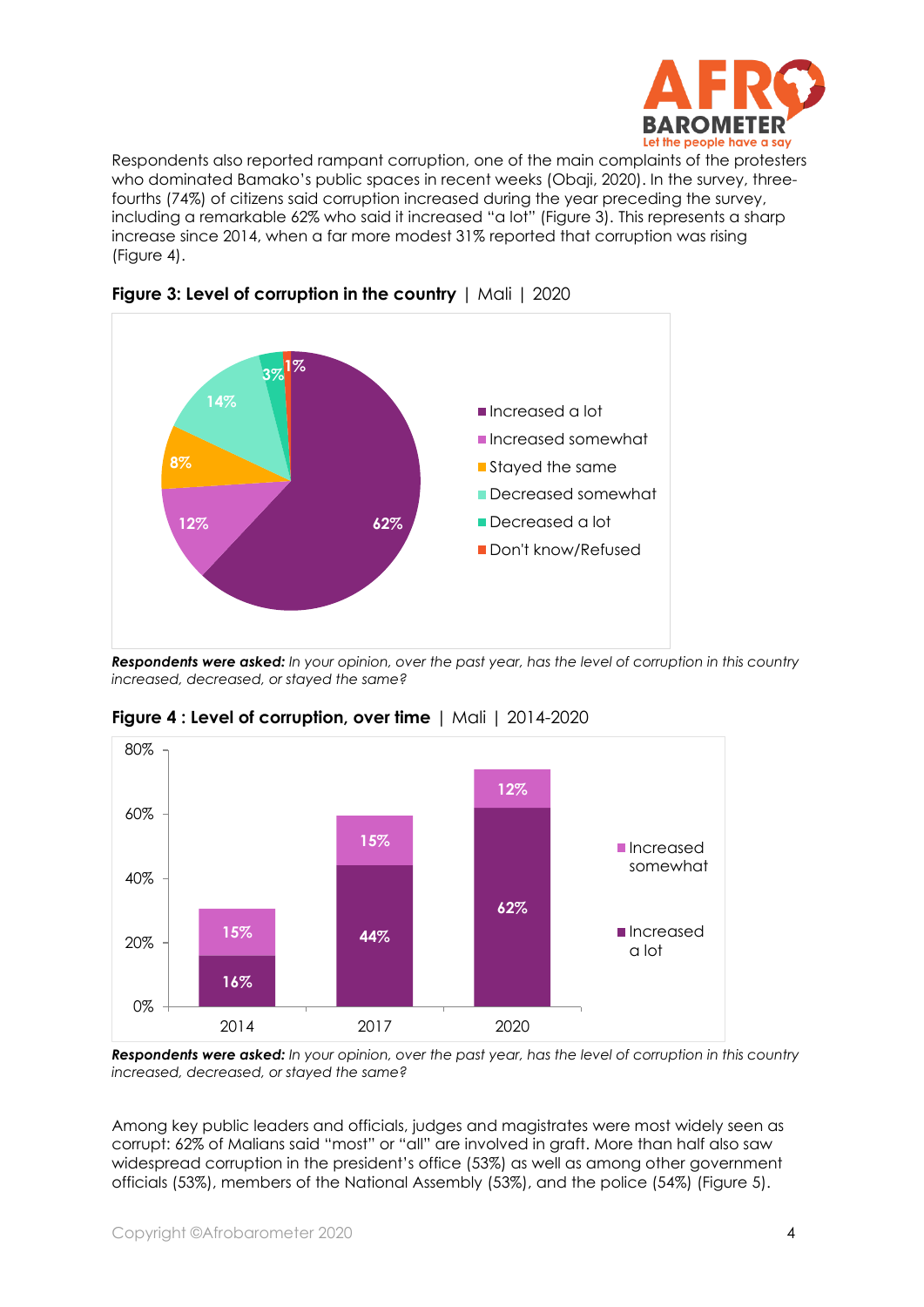Respondents also reported rampant corruption, one of the main complaints of the protesters who dominated Bamako's public spaces in recent weeks (Obaji, 2020). In the survey, three-fourths (74%) of citizens said corruption increased during the year preceding the survey, including a remarkable 62% who said it increased "a lot" (Figure 3). This represents a sharp increase since 2014, when a far more modest 31% reported that corruption was rising (Figure 4).

**Figure 3: Level of corruption in the country** | Mali | 2020

62%
12%
8%
14%
3%
1%

Increased a lot
Increased somewhat
Stayed the same
Decreased somewhat
Decreased a lot
Don't know/Refused

***Respondents were asked:*** *In your opinion, over the past year, has the level of corruption in this country increased, decreased, or stayed the same?*

**Figure 4 : Level of corruption, over time** | Mali | 2014-2020

80%
60%
40%
20%
0%

2014: 16%, 15%
2017: 44%, 15%
2020: 62%, 12%

Increased somewhat
Increased a lot

***Respondents were asked:*** *In your opinion, over the past year, has the level of corruption in this country increased, decreased, or stayed the same?*

Among key public leaders and officials, judges and magistrates were most widely seen as corrupt: 62% of Malians said "most" or "all" are involved in graft. More than half also saw widespread corruption in the president's office (53%) as well as among other government officials (53%), members of the National Assembly (53%), and the police (54%) (Figure 5).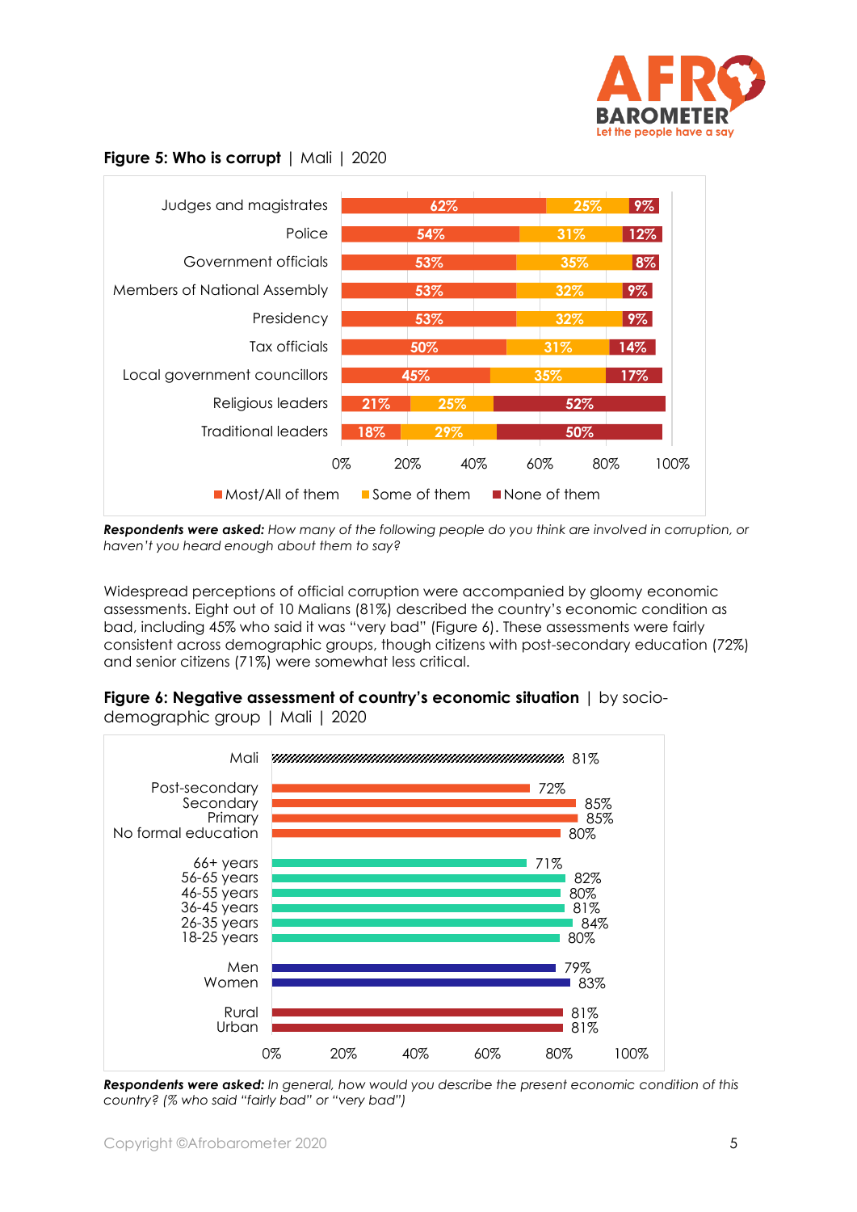**Figure 5: Who is corrupt** | Mali | 2020

Judges and magistrates 62% 25% 9%
Police 54% 31% 12%
Government officials 53% 35% 8%
Members of National Assembly 53% 32% 9%
Presidency 53% 32% 9%
Tax officials 50% 31% 14%
Local government councillors 45% 35% 17%
Religious leaders 21% 25% 52%
Traditional leaders 18% 29% 50%

0% 20% 40% 60% 80% 100%

Most/All of them | Some of them | None of them

***Respondents were asked:*** *How many of the following people do you think are involved in corruption, or haven't you heard enough about them to say?*

Widespread perceptions of official corruption were accompanied by gloomy economic assessments. Eight out of 10 Malians (81%) described the country's economic condition as bad, including 45% who said it was "very bad" (Figure 6). These assessments were fairly consistent across demographic groups, though citizens with post-secondary education (72%) and senior citizens (71%) were somewhat less critical.

**Figure 6: Negative assessment of country's economic situation** | by socio-demographic group | Mali | 2020

Mali 81%
Post-secondary 72%
Secondary 85%
Primary 85%
No formal education 80%
66+ years 71%
56-65 years 82%
46-55 years 80%
36-45 years 81%
26-35 years 84%
18-25 years 80%
Men 79%
Women 83%
Rural 81%
Urban 81%

0% 20% 40% 60% 80% 100%

***Respondents were asked:*** *In general, how would you describe the present economic condition of this country? (% who said "fairly bad" or "very bad")*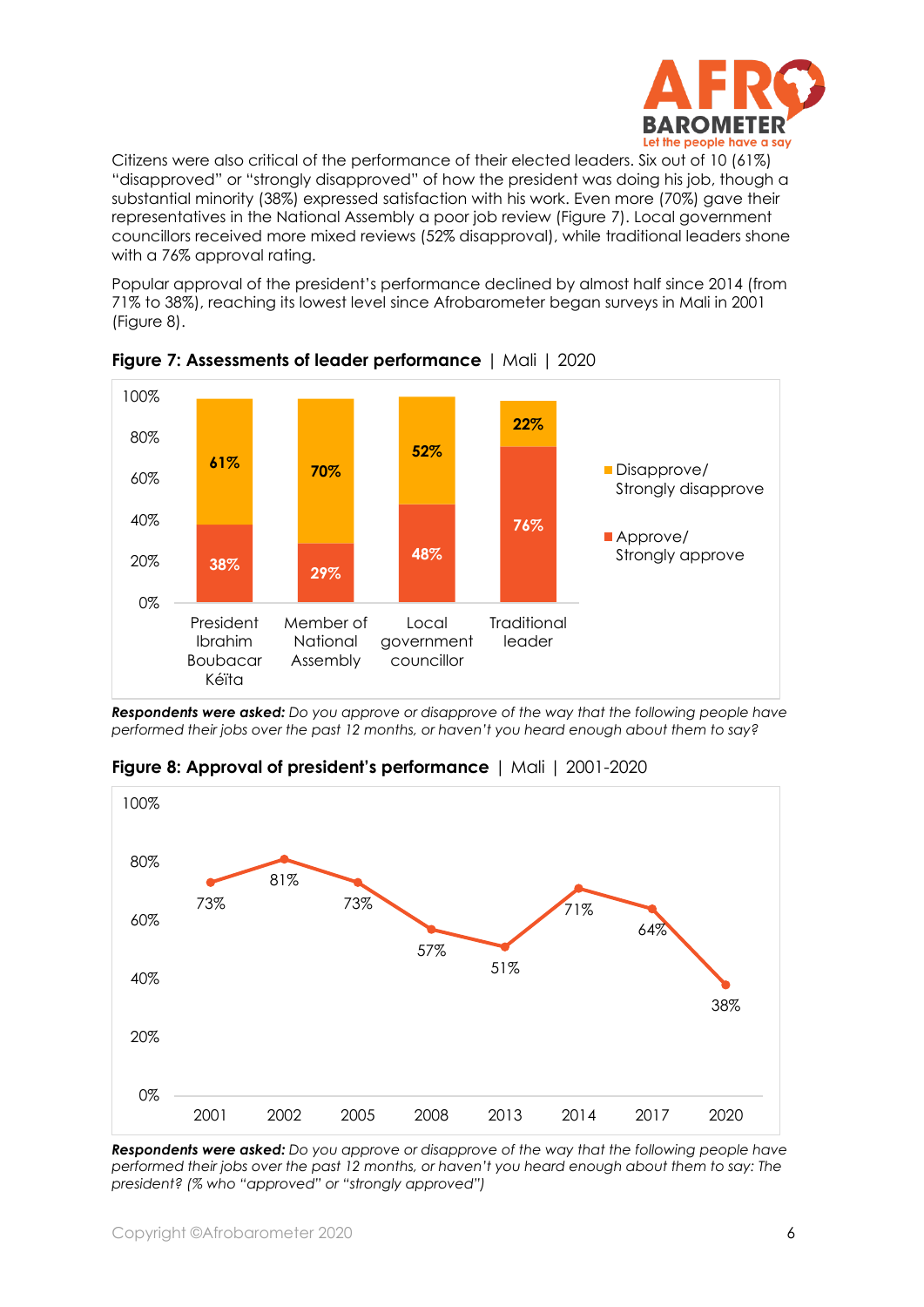Citizens were also critical of the performance of their elected leaders. Six out of 10 (61%) "disapproved" or "strongly disapproved" of how the president was doing his job, though a substantial minority (38%) expressed satisfaction with his work. Even more (70%) gave their representatives in the National Assembly a poor job review (Figure 7). Local government councillors received more mixed reviews (52% disapproval), while traditional leaders shone with a 76% approval rating.

Popular approval of the president's performance declined by almost half since 2014 (from 71% to 38%), reaching its lowest level since Afrobarometer began surveys in Mali in 2001 (Figure 8).

**Figure 7: Assessments of leader performance** | Mali | 2020

100%
80%
60%
40%
20%
0%

President Ibrahim Boubacar Kéïta: 61%, 38%
Member of National Assembly: 70%, 29%
Local government councillor: 52%, 48%
Traditional leader: 22%, 76%

Disapprove/ Strongly disapprove
Approve/ Strongly approve

***Respondents were asked:*** *Do you approve or disapprove of the way that the following people have performed their jobs over the past 12 months, or haven't you heard enough about them to say?*

**Figure 8: Approval of president's performance** | Mali | 2001-2020

100%
80%
60%
40%
20%
0%

2001: 73%
2002: 81%
2005: 73%
2008: 57%
2013: 51%
2014: 71%
2017: 64%
2020: 38%

***Respondents were asked:*** *Do you approve or disapprove of the way that the following people have performed their jobs over the past 12 months, or haven't you heard enough about them to say: The president? (% who "approved" or "strongly approved")*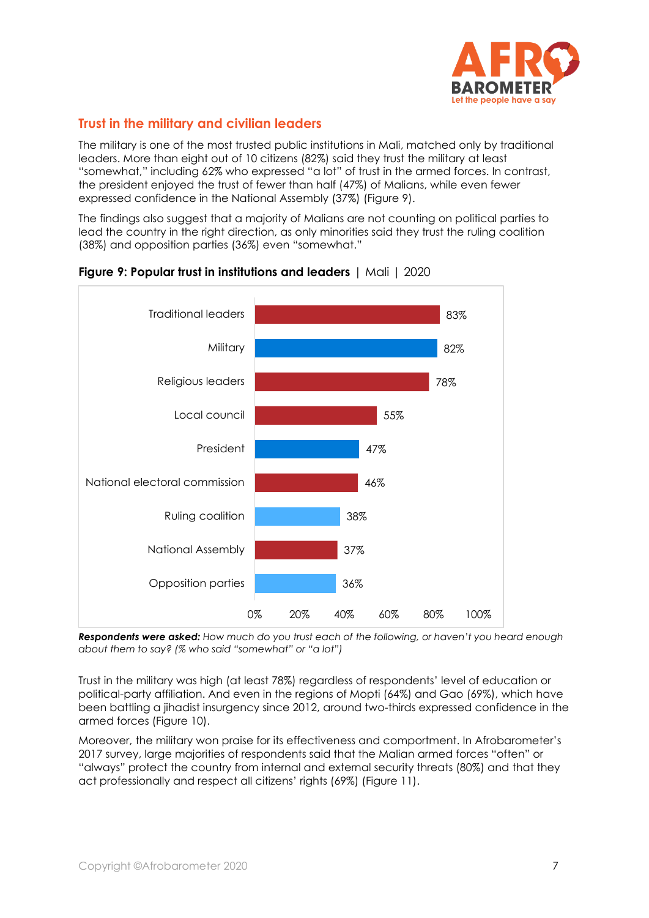## Trust in the military and civilian leaders

The military is one of the most trusted public institutions in Mali, matched only by traditional leaders. More than eight out of 10 citizens (82%) said they trust the military at least "somewhat," including 62% who expressed "a lot" of trust in the armed forces. In contrast, the president enjoyed the trust of fewer than half (47%) of Malians, while even fewer expressed confidence in the National Assembly (37%) (Figure 9).

The findings also suggest that a majority of Malians are not counting on political parties to lead the country in the right direction, as only minorities said they trust the ruling coalition (38%) and opposition parties (36%) even "somewhat."

**Figure 9: Popular trust in institutions and leaders** | Mali | 2020

Traditional leaders 83%
Military 82%
Religious leaders 78%
Local council 55%
President 47%
National electoral commission 46%
Ruling coalition 38%
National Assembly 37%
Opposition parties 36%

0% 20% 40% 60% 80% 100%

***Respondents were asked:*** *How much do you trust each of the following, or haven't you heard enough about them to say? (% who said "somewhat" or "a lot")*

Trust in the military was high (at least 78%) regardless of respondents' level of education or political-party affiliation. And even in the regions of Mopti (64%) and Gao (69%), which have been battling a jihadist insurgency since 2012, around two-thirds expressed confidence in the armed forces (Figure 10).

Moreover, the military won praise for its effectiveness and comportment. In Afrobarometer's 2017 survey, large majorities of respondents said that the Malian armed forces "often" or "always" protect the country from internal and external security threats (80%) and that they act professionally and respect all citizens' rights (69%) (Figure 11).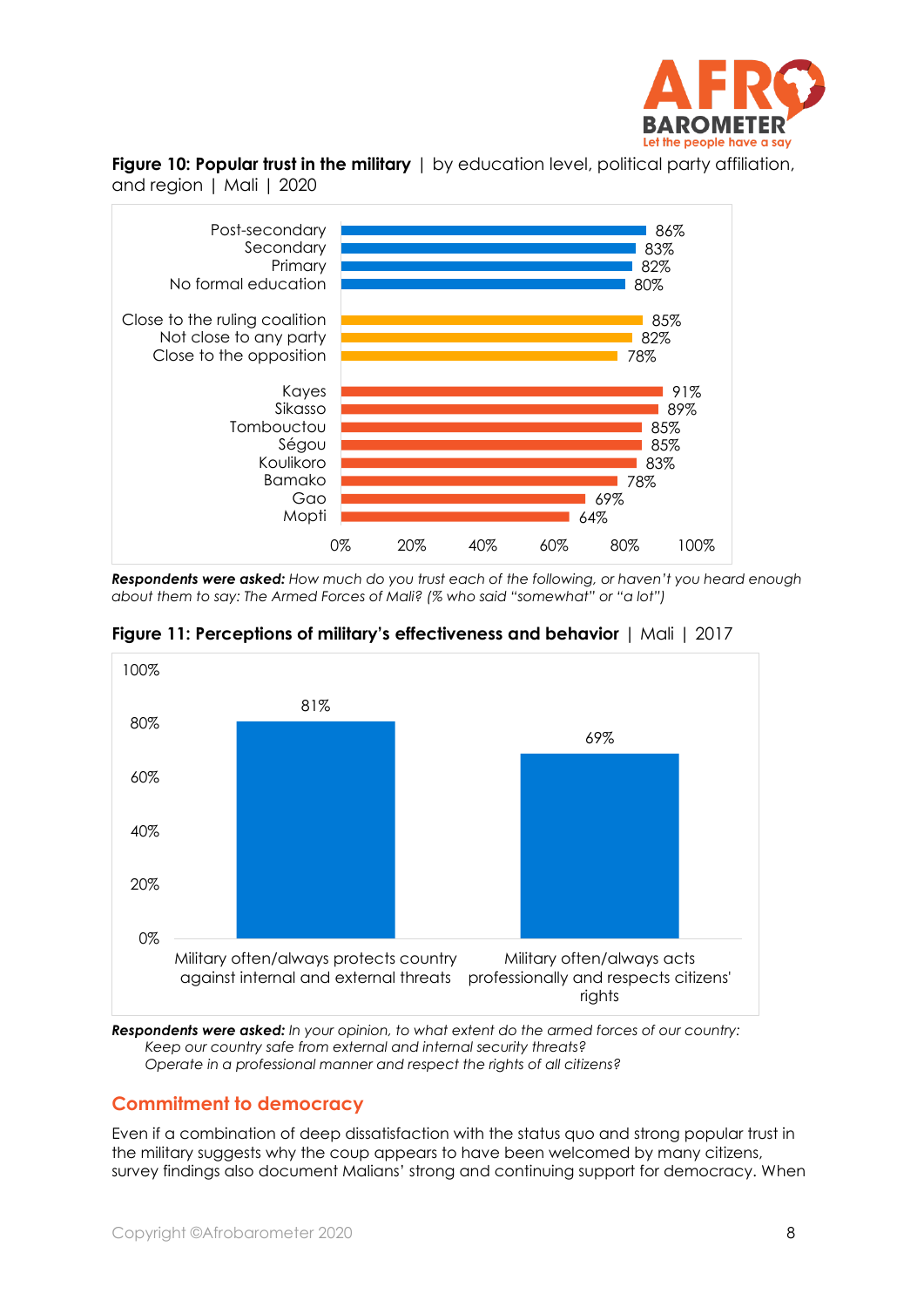**Figure 10: Popular trust in the military** | by education level, political party affiliation, and region | Mali | 2020

Post-secondary 86%
Secondary 83%
Primary 82%
No formal education 80%

Close to the ruling coalition 85%
Not close to any party 82%
Close to the opposition 78%

Kayes 91%
Sikasso 89%
Tombouctou 85%
Ségou 85%
Koulikoro 83%
Bamako 78%
Gao 69%
Mopti 64%

0% 20% 40% 60% 80% 100%

***Respondents were asked:*** *How much do you trust each of the following, or haven't you heard enough about them to say: The Armed Forces of Mali? (% who said "somewhat" or "a lot")*

**Figure 11: Perceptions of military's effectiveness and behavior** | Mali | 2017

100%
80%
60%
40%
20%
0%

Military often/always protects country against internal and external threats 81%
Military often/always acts professionally and respects citizens' rights 69%

***Respondents were asked:*** *In your opinion, to what extent do the armed forces of our country:*
*Keep our country safe from external and internal security threats?*
*Operate in a professional manner and respect the rights of all citizens?*

## Commitment to democracy

Even if a combination of deep dissatisfaction with the status quo and strong popular trust in the military suggests why the coup appears to have been welcomed by many citizens, survey findings also document Malians' strong and continuing support for democracy. When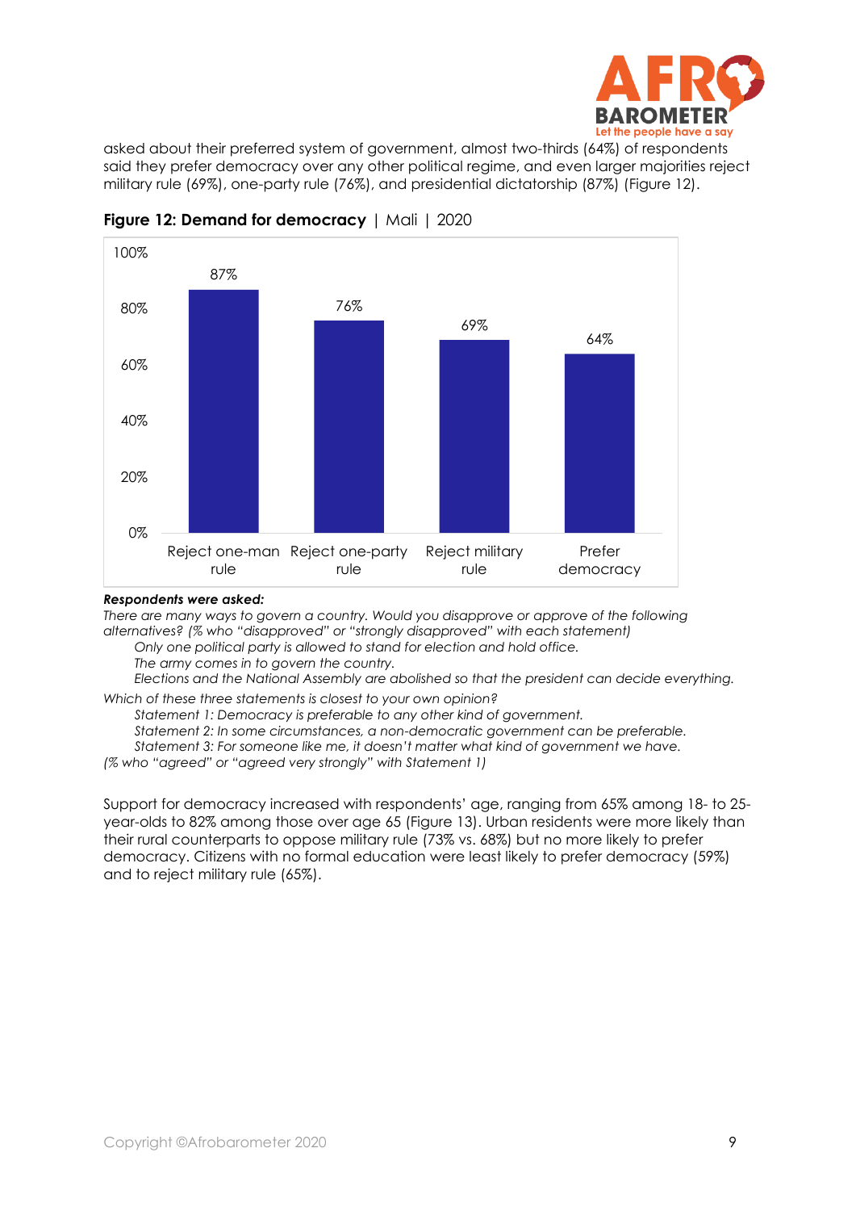asked about their preferred system of government, almost two-thirds (64%) of respondents said they prefer democracy over any other political regime, and even larger majorities reject military rule (69%), one-party rule (76%), and presidential dictatorship (87%) (Figure 12).

**Figure 12: Demand for democracy** | Mali | 2020

| | % |
|---|---|
| Reject one-man rule | 87% |
| Reject one-party rule | 76% |
| Reject military rule | 69% |
| Prefer democracy | 64% |

***Respondents were asked:***

*There are many ways to govern a country. Would you disapprove or approve of the following alternatives? (% who "disapproved" or "strongly disapproved" with each statement)*

*Only one political party is allowed to stand for election and hold office.*
*The army comes in to govern the country.*
*Elections and the National Assembly are abolished so that the president can decide everything.*

*Which of these three statements is closest to your own opinion?*

*Statement 1: Democracy is preferable to any other kind of government.*
*Statement 2: In some circumstances, a non-democratic government can be preferable.*
*Statement 3: For someone like me, it doesn't matter what kind of government we have.*

*(% who "agreed" or "agreed very strongly" with Statement 1)*

Support for democracy increased with respondents' age, ranging from 65% among 18- to 25-year-olds to 82% among those over age 65 (Figure 13). Urban residents were more likely than their rural counterparts to oppose military rule (73% vs. 68%) but no more likely to prefer democracy. Citizens with no formal education were least likely to prefer democracy (59%) and to reject military rule (65%).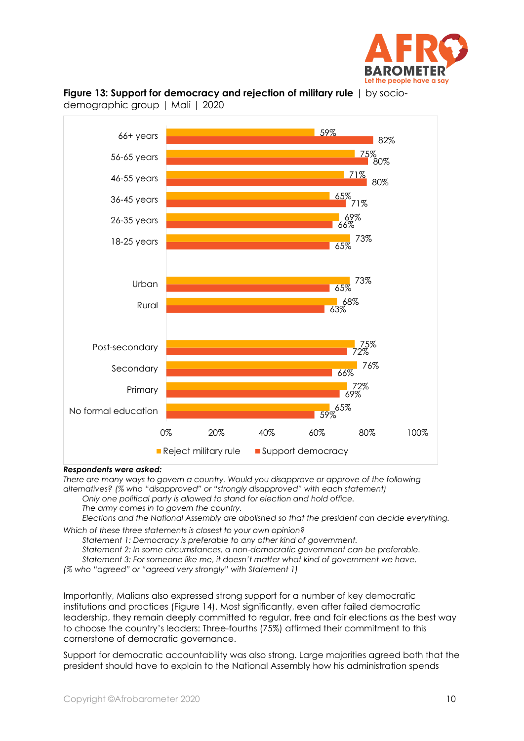**Figure 13: Support for democracy and rejection of military rule** | by socio-demographic group | Mali | 2020

66+ years
59%
82%
56-65 years
75%
80%
46-55 years
71%
80%
36-45 years
65%
71%
26-35 years
69%
66%
18-25 years
73%
65%
Urban
73%
65%
Rural
68%
63%
Post-secondary
75%
72%
Secondary
76%
66%
Primary
72%
69%
No formal education
65%
59%

0% 20% 40% 60% 80% 100%

Reject military rule    Support democracy

***Respondents were asked:***

*There are many ways to govern a country. Would you disapprove or approve of the following alternatives? (% who "disapproved" or "strongly disapproved" with each statement)*

*Only one political party is allowed to stand for election and hold office.*

*The army comes in to govern the country.*

*Elections and the National Assembly are abolished so that the president can decide everything.*

*Which of these three statements is closest to your own opinion?*

*Statement 1: Democracy is preferable to any other kind of government.*

*Statement 2: In some circumstances, a non-democratic government can be preferable.*

*Statement 3: For someone like me, it doesn't matter what kind of government we have.*

*(% who "agreed" or "agreed very strongly" with Statement 1)*

Importantly, Malians also expressed strong support for a number of key democratic institutions and practices (Figure 14). Most significantly, even after failed democratic leadership, they remain deeply committed to regular, free and fair elections as the best way to choose the country's leaders: Three-fourths (75%) affirmed their commitment to this cornerstone of democratic governance.

Support for democratic accountability was also strong. Large majorities agreed both that the president should have to explain to the National Assembly how his administration spends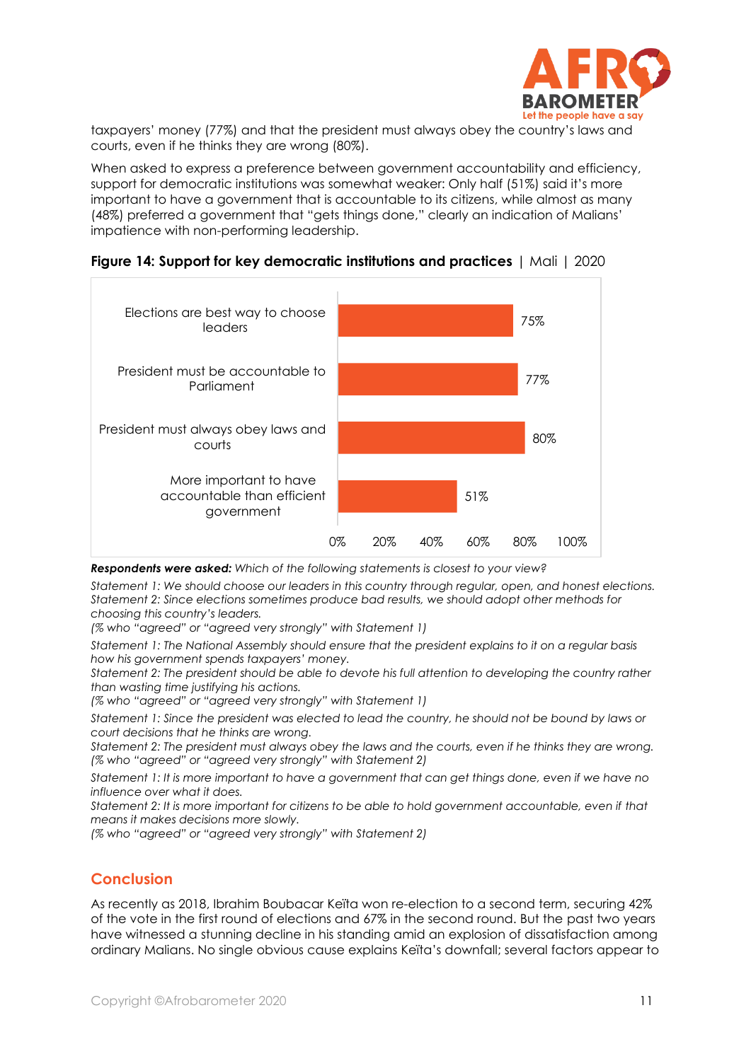taxpayers' money (77%) and that the president must always obey the country's laws and courts, even if he thinks they are wrong (80%).

When asked to express a preference between government accountability and efficiency, support for democratic institutions was somewhat weaker: Only half (51%) said it's more important to have a government that is accountable to its citizens, while almost as many (48%) preferred a government that "gets things done," clearly an indication of Malians' impatience with non-performing leadership.

**Figure 14: Support for key democratic institutions and practices** | Mali | 2020

Elections are best way to choose leaders
75%

President must be accountable to Parliament
77%

President must always obey laws and courts
80%

More important to have accountable than efficient government
51%

0% 20% 40% 60% 80% 100%

***Respondents were asked:*** *Which of the following statements is closest to your view?*

*Statement 1: We should choose our leaders in this country through regular, open, and honest elections.*
*Statement 2: Since elections sometimes produce bad results, we should adopt other methods for choosing this country's leaders.*
*(% who "agreed" or "agreed very strongly" with Statement 1)*

*Statement 1: The National Assembly should ensure that the president explains to it on a regular basis how his government spends taxpayers' money.*
*Statement 2: The president should be able to devote his full attention to developing the country rather than wasting time justifying his actions.*
*(% who "agreed" or "agreed very strongly" with Statement 1)*

*Statement 1: Since the president was elected to lead the country, he should not be bound by laws or court decisions that he thinks are wrong.*
*Statement 2: The president must always obey the laws and the courts, even if he thinks they are wrong.*
*(% who "agreed" or "agreed very strongly" with Statement 2)*

*Statement 1: It is more important to have a government that can get things done, even if we have no influence over what it does.*
*Statement 2: It is more important for citizens to be able to hold government accountable, even if that means it makes decisions more slowly.*
*(% who "agreed" or "agreed very strongly" with Statement 2)*

## Conclusion

As recently as 2018, Ibrahim Boubacar Keïta won re-election to a second term, securing 42% of the vote in the first round of elections and 67% in the second round. But the past two years have witnessed a stunning decline in his standing amid an explosion of dissatisfaction among ordinary Malians. No single obvious cause explains Keïta's downfall; several factors appear to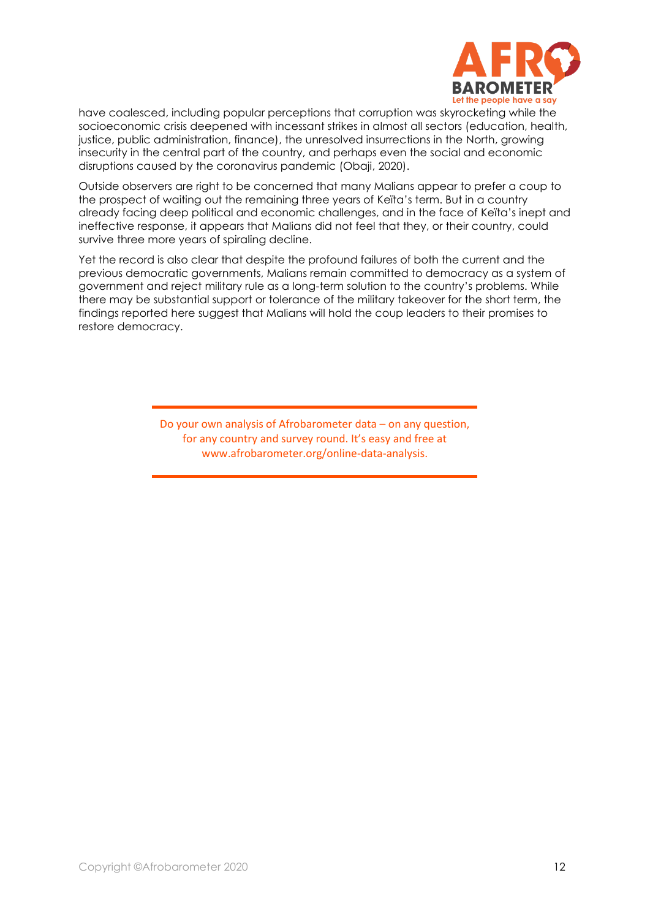have coalesced, including popular perceptions that corruption was skyrocketing while the socioeconomic crisis deepened with incessant strikes in almost all sectors (education, health, justice, public administration, finance), the unresolved insurrections in the North, growing insecurity in the central part of the country, and perhaps even the social and economic disruptions caused by the coronavirus pandemic (Obaji, 2020).

Outside observers are right to be concerned that many Malians appear to prefer a coup to the prospect of waiting out the remaining three years of Keïta's term. But in a country already facing deep political and economic challenges, and in the face of Keïta's inept and ineffective response, it appears that Malians did not feel that they, or their country, could survive three more years of spiraling decline.

Yet the record is also clear that despite the profound failures of both the current and the previous democratic governments, Malians remain committed to democracy as a system of government and reject military rule as a long-term solution to the country's problems. While there may be substantial support or tolerance of the military takeover for the short term, the findings reported here suggest that Malians will hold the coup leaders to their promises to restore democracy.

Do your own analysis of Afrobarometer data – on any question, for any country and survey round. It's easy and free at www.afrobarometer.org/online-data-analysis.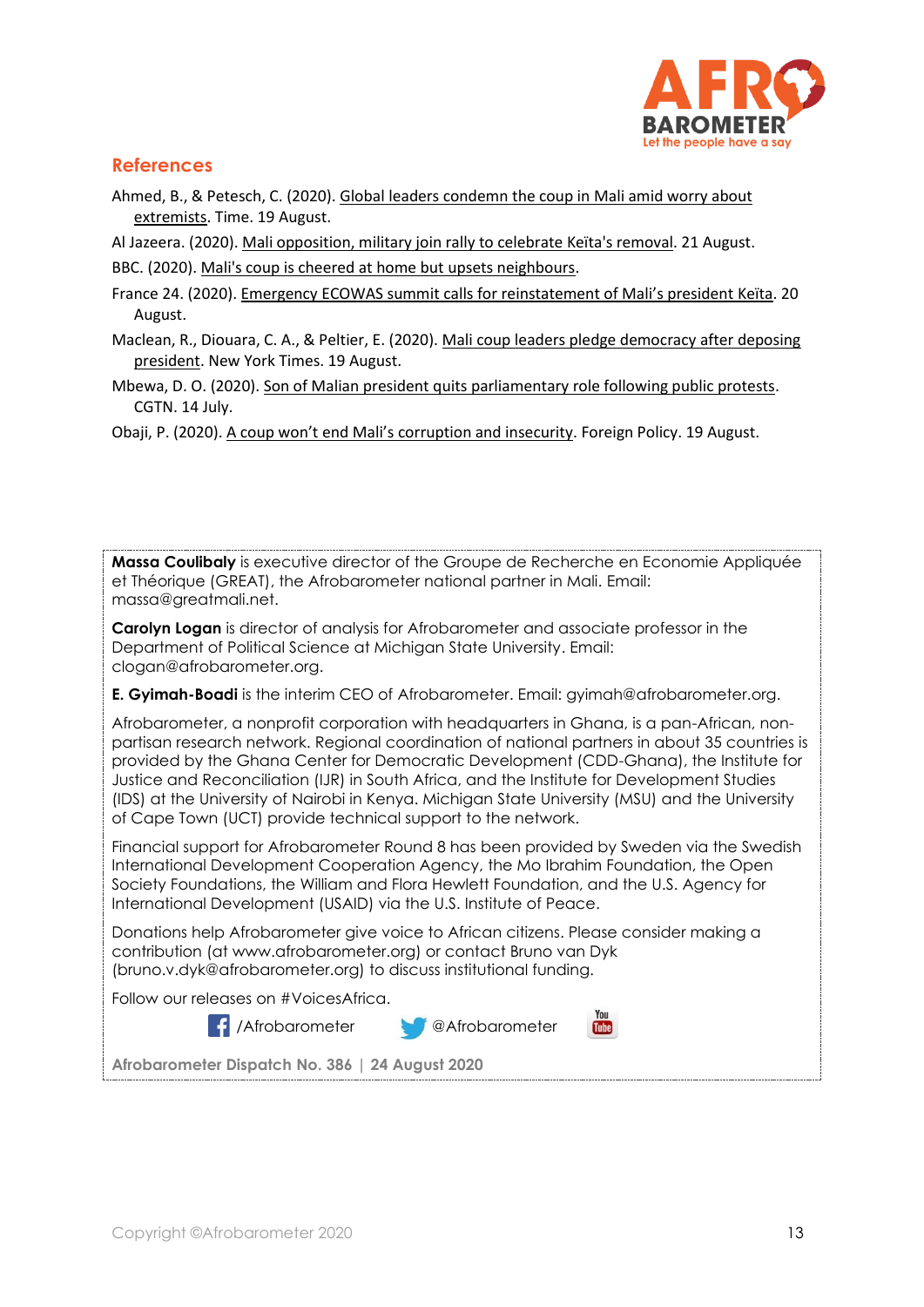## References

Ahmed, B., & Petesch, C. (2020). Global leaders condemn the coup in Mali amid worry about extremists. Time. 19 August.

Al Jazeera. (2020). Mali opposition, military join rally to celebrate Keïta's removal. 21 August.

BBC. (2020). Mali's coup is cheered at home but upsets neighbours.

France 24. (2020). Emergency ECOWAS summit calls for reinstatement of Mali's president Keïta. 20 August.

Maclean, R., Diouara, C. A., & Peltier, E. (2020). Mali coup leaders pledge democracy after deposing president. New York Times. 19 August.

Mbewa, D. O. (2020). Son of Malian president quits parliamentary role following public protests. CGTN. 14 July.

Obaji, P. (2020). A coup won't end Mali's corruption and insecurity. Foreign Policy. 19 August.

**Massa Coulibaly** is executive director of the Groupe de Recherche en Economie Appliquée et Théorique (GREAT), the Afrobarometer national partner in Mali. Email: massa@greatmali.net.

**Carolyn Logan** is director of analysis for Afrobarometer and associate professor in the Department of Political Science at Michigan State University. Email: clogan@afrobarometer.org.

**E. Gyimah-Boadi** is the interim CEO of Afrobarometer. Email: gyimah@afrobarometer.org.

Afrobarometer, a nonprofit corporation with headquarters in Ghana, is a pan-African, non-partisan research network. Regional coordination of national partners in about 35 countries is provided by the Ghana Center for Democratic Development (CDD-Ghana), the Institute for Justice and Reconciliation (IJR) in South Africa, and the Institute for Development Studies (IDS) at the University of Nairobi in Kenya. Michigan State University (MSU) and the University of Cape Town (UCT) provide technical support to the network.

Financial support for Afrobarometer Round 8 has been provided by Sweden via the Swedish International Development Cooperation Agency, the Mo Ibrahim Foundation, the Open Society Foundations, the William and Flora Hewlett Foundation, and the U.S. Agency for International Development (USAID) via the U.S. Institute of Peace.

Donations help Afrobarometer give voice to African citizens. Please consider making a contribution (at www.afrobarometer.org) or contact Bruno van Dyk (bruno.v.dyk@afrobarometer.org) to discuss institutional funding.

Follow our releases on #VoicesAfrica.

/Afrobarometer @Afrobarometer

**Afrobarometer Dispatch No. 386 | 24 August 2020**